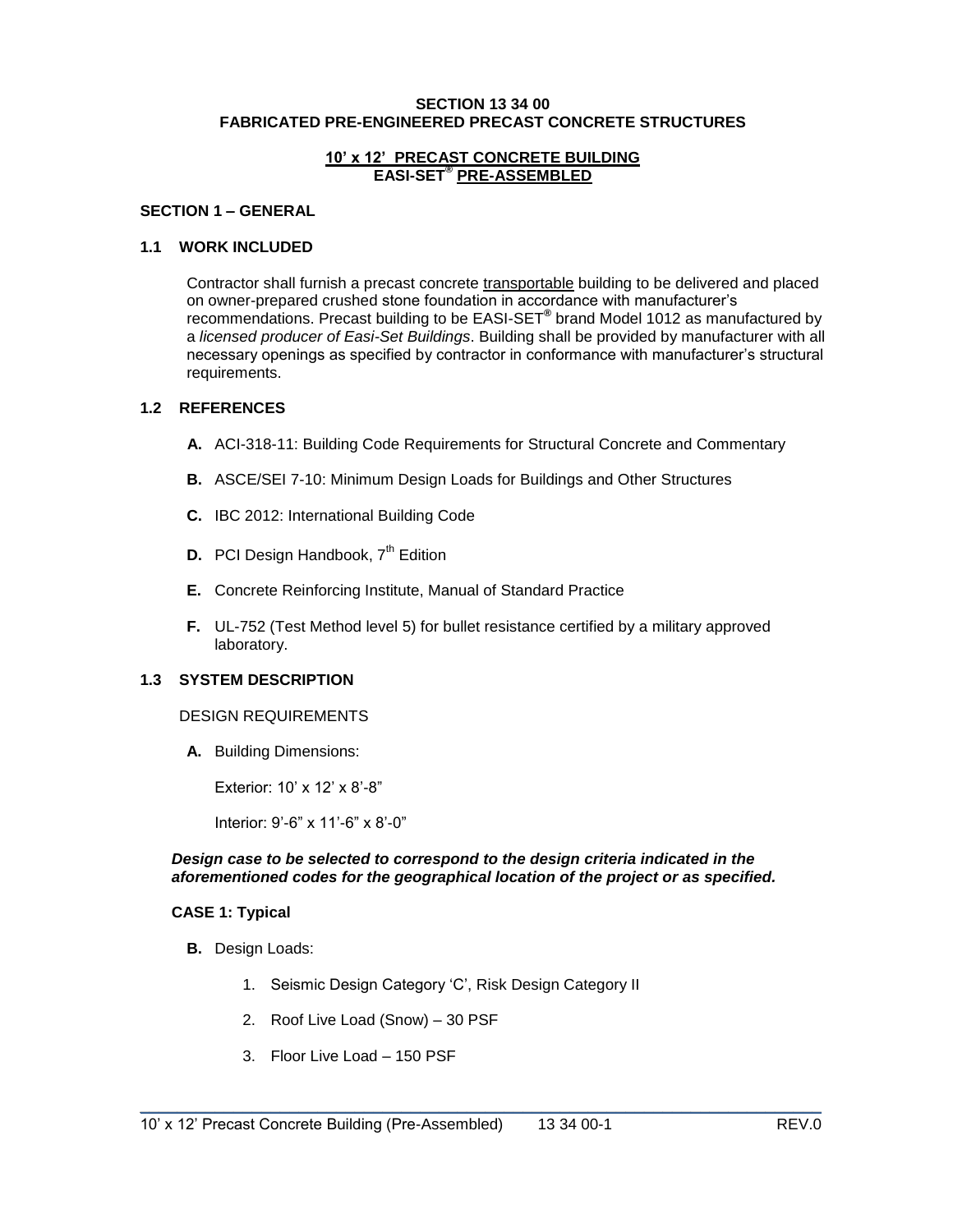# SECTION 13 34 00
# FABRICATED PRE-ENGINEERED PRECAST CONCRETE STRUCTURES

## 10' x 12' PRECAST CONCRETE BUILDING
## EASI-SET® PRE-ASSEMBLED

### SECTION 1 – GENERAL

### 1.1 WORK INCLUDED

Contractor shall furnish a precast concrete transportable building to be delivered and placed on owner-prepared crushed stone foundation in accordance with manufacturer's recommendations. Precast building to be EASI-SET® brand Model 1012 as manufactured by a *licensed producer of Easi-Set Buildings*. Building shall be provided by manufacturer with all necessary openings as specified by contractor in conformance with manufacturer's structural requirements.

### 1.2 REFERENCES

- **A.** ACI-318-11: Building Code Requirements for Structural Concrete and Commentary
- **B.** ASCE/SEI 7-10: Minimum Design Loads for Buildings and Other Structures
- **C.** IBC 2012: International Building Code
- **D.** PCI Design Handbook, 7th Edition
- **E.** Concrete Reinforcing Institute, Manual of Standard Practice
- **F.** UL-752 (Test Method level 5) for bullet resistance certified by a military approved laboratory.

### 1.3 SYSTEM DESCRIPTION

DESIGN REQUIREMENTS

**A.** Building Dimensions:

Exterior: 10' x 12' x 8'-8"

Interior: 9'-6" x 11'-6" x 8'-0"

***Design case to be selected to correspond to the design criteria indicated in the aforementioned codes for the geographical location of the project or as specified.***

**CASE 1: Typical**

**B.** Design Loads:

1. Seismic Design Category 'C', Risk Design Category II
2. Roof Live Load (Snow) – 30 PSF
3. Floor Live Load – 150 PSF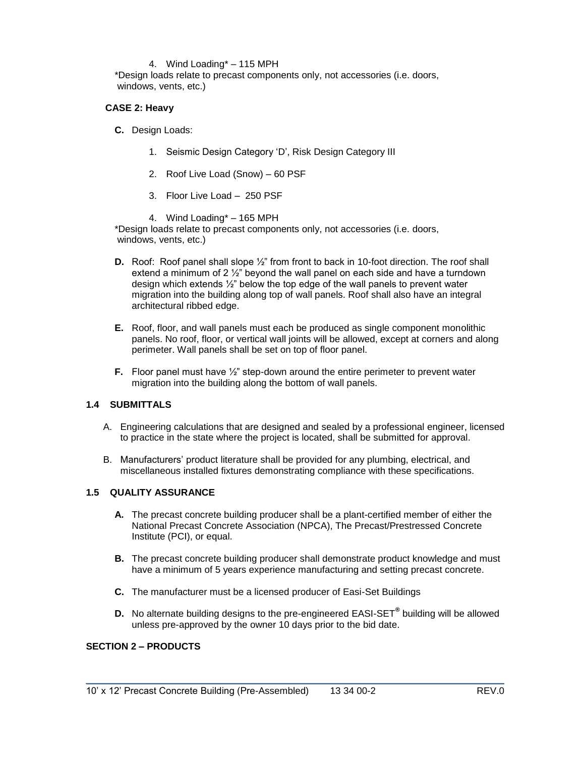4. Wind Loading* – 115 MPH

*Design loads relate to precast components only, not accessories (i.e. doors, windows, vents, etc.)

**CASE 2: Heavy**

**C.** Design Loads:

1. Seismic Design Category 'D', Risk Design Category III
2. Roof Live Load (Snow) – 60 PSF
3. Floor Live Load – 250 PSF
4. Wind Loading* – 165 MPH

*Design loads relate to precast components only, not accessories (i.e. doors, windows, vents, etc.)

**D.** Roof: Roof panel shall slope ½" from front to back in 10-foot direction. The roof shall extend a minimum of 2 ½" beyond the wall panel on each side and have a turndown design which extends ½" below the top edge of the wall panels to prevent water migration into the building along top of wall panels. Roof shall also have an integral architectural ribbed edge.

**E.** Roof, floor, and wall panels must each be produced as single component monolithic panels. No roof, floor, or vertical wall joints will be allowed, except at corners and along perimeter. Wall panels shall be set on top of floor panel.

**F.** Floor panel must have ½" step-down around the entire perimeter to prevent water migration into the building along the bottom of wall panels.

### 1.4 SUBMITTALS

A. Engineering calculations that are designed and sealed by a professional engineer, licensed to practice in the state where the project is located, shall be submitted for approval.

B. Manufacturers' product literature shall be provided for any plumbing, electrical, and miscellaneous installed fixtures demonstrating compliance with these specifications.

### 1.5 QUALITY ASSURANCE

**A.** The precast concrete building producer shall be a plant-certified member of either the National Precast Concrete Association (NPCA), The Precast/Prestressed Concrete Institute (PCI), or equal.

**B.** The precast concrete building producer shall demonstrate product knowledge and must have a minimum of 5 years experience manufacturing and setting precast concrete.

**C.** The manufacturer must be a licensed producer of Easi-Set Buildings

**D.** No alternate building designs to the pre-engineered EASI-SET® building will be allowed unless pre-approved by the owner 10 days prior to the bid date.

## SECTION 2 – PRODUCTS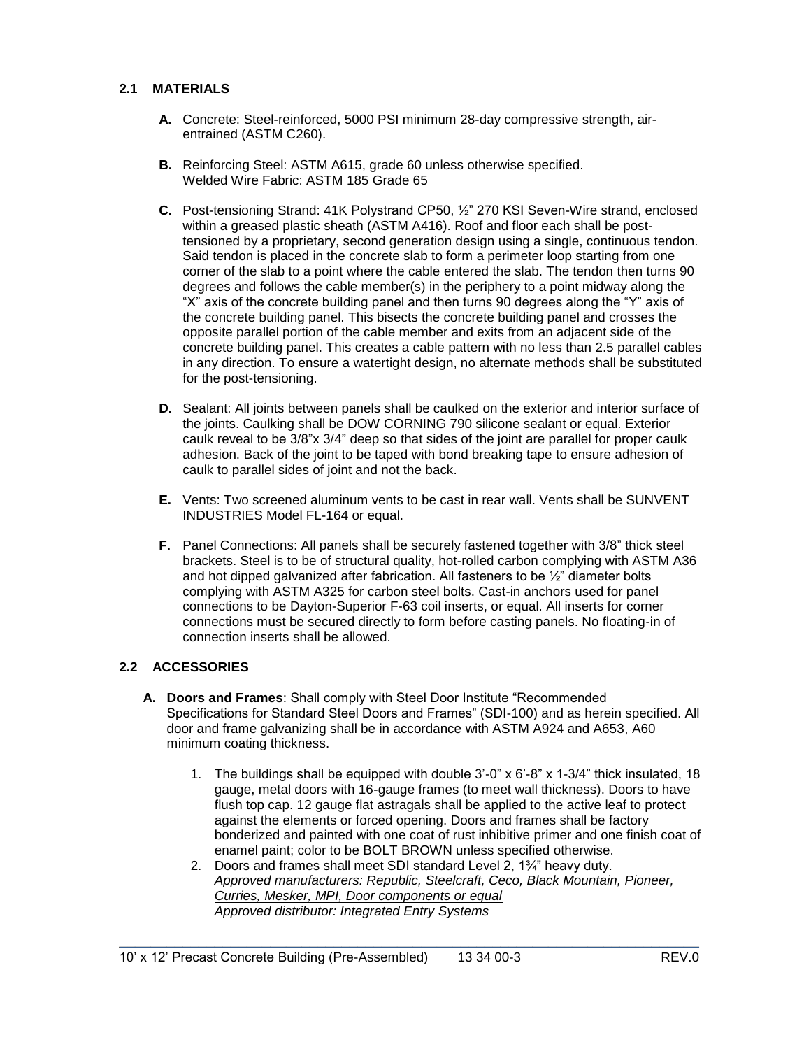## 2.1 MATERIALS

**A.** Concrete: Steel-reinforced, 5000 PSI minimum 28-day compressive strength, air-entrained (ASTM C260).

**B.** Reinforcing Steel: ASTM A615, grade 60 unless otherwise specified.
Welded Wire Fabric: ASTM 185 Grade 65

**C.** Post-tensioning Strand: 41K Polystrand CP50, ½" 270 KSI Seven-Wire strand, enclosed within a greased plastic sheath (ASTM A416). Roof and floor each shall be post-tensioned by a proprietary, second generation design using a single, continuous tendon. Said tendon is placed in the concrete slab to form a perimeter loop starting from one corner of the slab to a point where the cable entered the slab. The tendon then turns 90 degrees and follows the cable member(s) in the periphery to a point midway along the "X" axis of the concrete building panel and then turns 90 degrees along the "Y" axis of the concrete building panel. This bisects the concrete building panel and crosses the opposite parallel portion of the cable member and exits from an adjacent side of the concrete building panel. This creates a cable pattern with no less than 2.5 parallel cables in any direction. To ensure a watertight design, no alternate methods shall be substituted for the post-tensioning.

**D.** Sealant: All joints between panels shall be caulked on the exterior and interior surface of the joints. Caulking shall be DOW CORNING 790 silicone sealant or equal. Exterior caulk reveal to be 3/8"x 3/4" deep so that sides of the joint are parallel for proper caulk adhesion. Back of the joint to be taped with bond breaking tape to ensure adhesion of caulk to parallel sides of joint and not the back.

**E.** Vents: Two screened aluminum vents to be cast in rear wall. Vents shall be SUNVENT INDUSTRIES Model FL-164 or equal.

**F.** Panel Connections: All panels shall be securely fastened together with 3/8" thick steel brackets. Steel is to be of structural quality, hot-rolled carbon complying with ASTM A36 and hot dipped galvanized after fabrication. All fasteners to be ½" diameter bolts complying with ASTM A325 for carbon steel bolts. Cast-in anchors used for panel connections to be Dayton-Superior F-63 coil inserts, or equal. All inserts for corner connections must be secured directly to form before casting panels. No floating-in of connection inserts shall be allowed.

## 2.2 ACCESSORIES

**A. Doors and Frames**: Shall comply with Steel Door Institute "Recommended Specifications for Standard Steel Doors and Frames" (SDI-100) and as herein specified. All door and frame galvanizing shall be in accordance with ASTM A924 and A653, A60 minimum coating thickness.

1. The buildings shall be equipped with double 3'-0" x 6'-8" x 1-3/4" thick insulated, 18 gauge, metal doors with 16-gauge frames (to meet wall thickness). Doors to have flush top cap. 12 gauge flat astragals shall be applied to the active leaf to protect against the elements or forced opening. Doors and frames shall be factory bonderized and painted with one coat of rust inhibitive primer and one finish coat of enamel paint; color to be BOLT BROWN unless specified otherwise.
2. Doors and frames shall meet SDI standard Level 2, 1¾" heavy duty.
   *Approved manufacturers: Republic, Steelcraft, Ceco, Black Mountain, Pioneer, Curries, Mesker, MPI, Door components or equal*
   *Approved distributor: Integrated Entry Systems*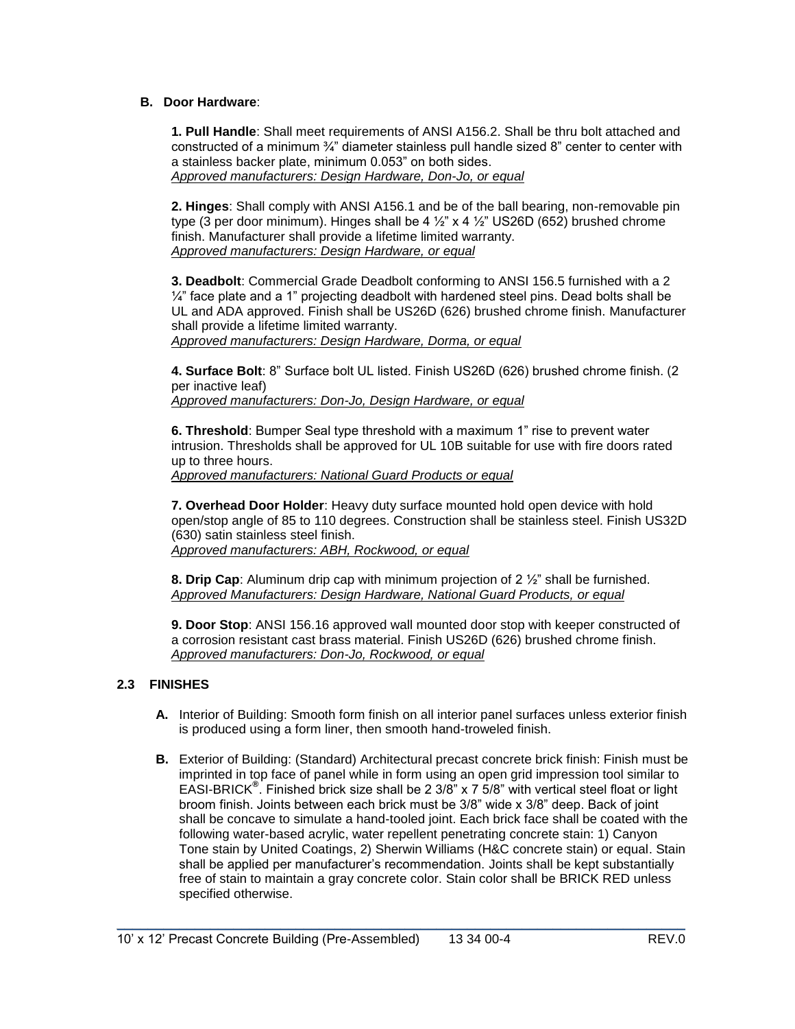**B. Door Hardware**:

**1. Pull Handle**: Shall meet requirements of ANSI A156.2. Shall be thru bolt attached and constructed of a minimum ¾" diameter stainless pull handle sized 8" center to center with a stainless backer plate, minimum 0.053" on both sides.
*Approved manufacturers: Design Hardware, Don-Jo, or equal*

**2. Hinges**: Shall comply with ANSI A156.1 and be of the ball bearing, non-removable pin type (3 per door minimum). Hinges shall be 4 ½" x 4 ½" US26D (652) brushed chrome finish. Manufacturer shall provide a lifetime limited warranty.
*Approved manufacturers: Design Hardware, or equal*

**3. Deadbolt**: Commercial Grade Deadbolt conforming to ANSI 156.5 furnished with a 2 ¼" face plate and a 1" projecting deadbolt with hardened steel pins. Dead bolts shall be UL and ADA approved. Finish shall be US26D (626) brushed chrome finish. Manufacturer shall provide a lifetime limited warranty.
*Approved manufacturers: Design Hardware, Dorma, or equal*

**4. Surface Bolt**: 8" Surface bolt UL listed. Finish US26D (626) brushed chrome finish. (2 per inactive leaf)
*Approved manufacturers: Don-Jo, Design Hardware, or equal*

**6. Threshold**: Bumper Seal type threshold with a maximum 1" rise to prevent water intrusion. Thresholds shall be approved for UL 10B suitable for use with fire doors rated up to three hours.
*Approved manufacturers: National Guard Products or equal*

**7. Overhead Door Holder**: Heavy duty surface mounted hold open device with hold open/stop angle of 85 to 110 degrees. Construction shall be stainless steel. Finish US32D (630) satin stainless steel finish.
*Approved manufacturers: ABH, Rockwood, or equal*

**8. Drip Cap**: Aluminum drip cap with minimum projection of 2 ½" shall be furnished.
*Approved Manufacturers: Design Hardware, National Guard Products, or equal*

**9. Door Stop**: ANSI 156.16 approved wall mounted door stop with keeper constructed of a corrosion resistant cast brass material. Finish US26D (626) brushed chrome finish.
*Approved manufacturers: Don-Jo, Rockwood, or equal*

## 2.3 FINISHES

**A.** Interior of Building: Smooth form finish on all interior panel surfaces unless exterior finish is produced using a form liner, then smooth hand-troweled finish.

**B.** Exterior of Building: (Standard) Architectural precast concrete brick finish: Finish must be imprinted in top face of panel while in form using an open grid impression tool similar to EASI-BRICK®. Finished brick size shall be 2 3/8" x 7 5/8" with vertical steel float or light broom finish. Joints between each brick must be 3/8" wide x 3/8" deep. Back of joint shall be concave to simulate a hand-tooled joint. Each brick face shall be coated with the following water-based acrylic, water repellent penetrating concrete stain: 1) Canyon Tone stain by United Coatings, 2) Sherwin Williams (H&C concrete stain) or equal. Stain shall be applied per manufacturer's recommendation. Joints shall be kept substantially free of stain to maintain a gray concrete color. Stain color shall be BRICK RED unless specified otherwise.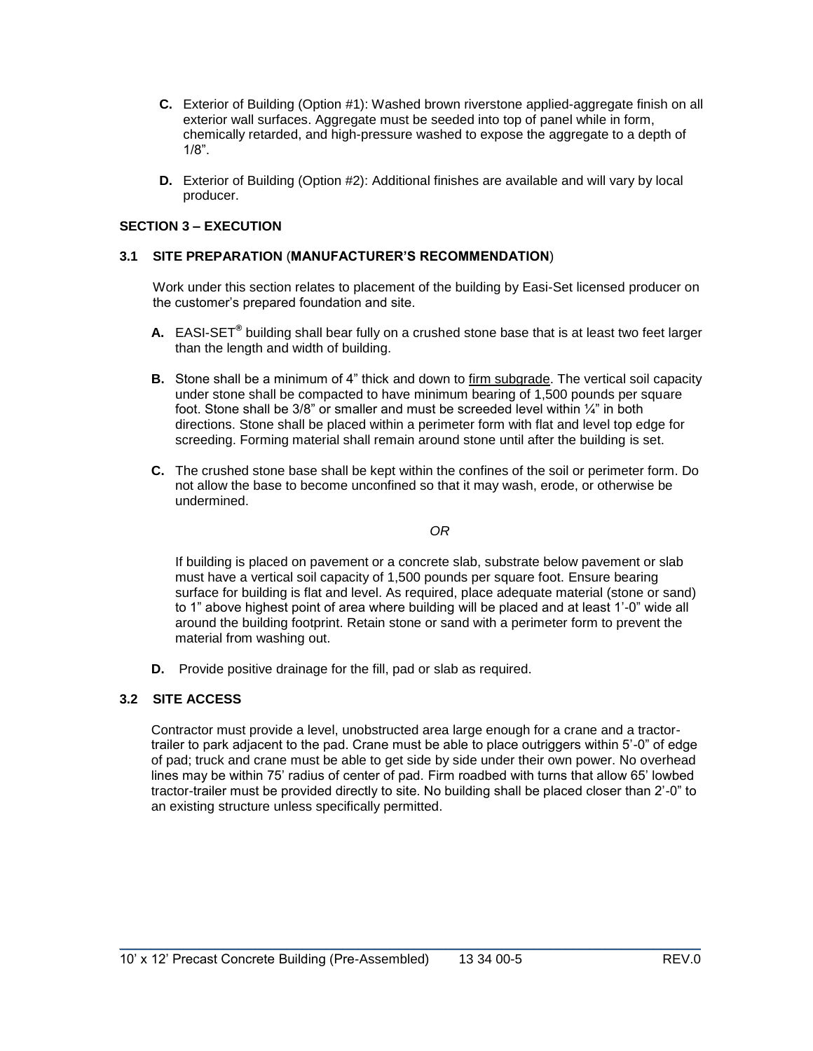**C.** Exterior of Building (Option #1): Washed brown riverstone applied-aggregate finish on all exterior wall surfaces. Aggregate must be seeded into top of panel while in form, chemically retarded, and high-pressure washed to expose the aggregate to a depth of 1/8".

**D.** Exterior of Building (Option #2): Additional finishes are available and will vary by local producer.

## SECTION 3 – EXECUTION

### 3.1 SITE PREPARATION (MANUFACTURER'S RECOMMENDATION)

Work under this section relates to placement of the building by Easi-Set licensed producer on the customer's prepared foundation and site.

**A.** EASI-SET® building shall bear fully on a crushed stone base that is at least two feet larger than the length and width of building.

**B.** Stone shall be a minimum of 4" thick and down to <u>firm subgrade</u>. The vertical soil capacity under stone shall be compacted to have minimum bearing of 1,500 pounds per square foot. Stone shall be 3/8" or smaller and must be screeded level within ¼" in both directions. Stone shall be placed within a perimeter form with flat and level top edge for screeding. Forming material shall remain around stone until after the building is set.

**C.** The crushed stone base shall be kept within the confines of the soil or perimeter form. Do not allow the base to become unconfined so that it may wash, erode, or otherwise be undermined.

*OR*

If building is placed on pavement or a concrete slab, substrate below pavement or slab must have a vertical soil capacity of 1,500 pounds per square foot. Ensure bearing surface for building is flat and level. As required, place adequate material (stone or sand) to 1" above highest point of area where building will be placed and at least 1'-0" wide all around the building footprint. Retain stone or sand with a perimeter form to prevent the material from washing out.

**D.** Provide positive drainage for the fill, pad or slab as required.

### 3.2 SITE ACCESS

Contractor must provide a level, unobstructed area large enough for a crane and a tractor-trailer to park adjacent to the pad. Crane must be able to place outriggers within 5'-0" of edge of pad; truck and crane must be able to get side by side under their own power. No overhead lines may be within 75' radius of center of pad. Firm roadbed with turns that allow 65' lowbed tractor-trailer must be provided directly to site. No building shall be placed closer than 2'-0" to an existing structure unless specifically permitted.